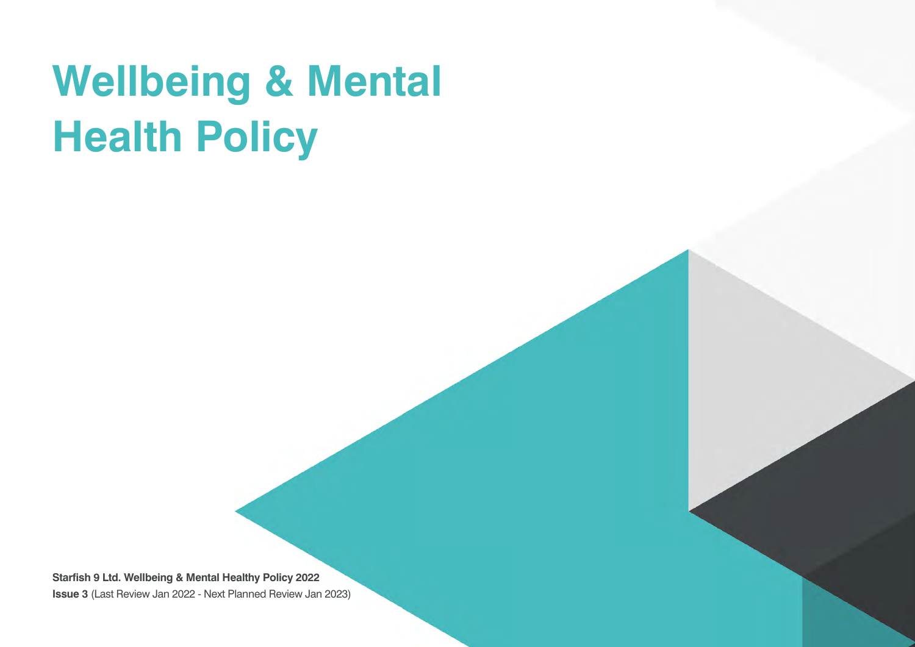# Wellbeing & Mental Health Policy

**Starfish 9 Ltd. Wellbeing & Mental Healthy Policy 2022**

**Issue 3** (Last Review Jan 2022 - Next Planned Review Jan 2023)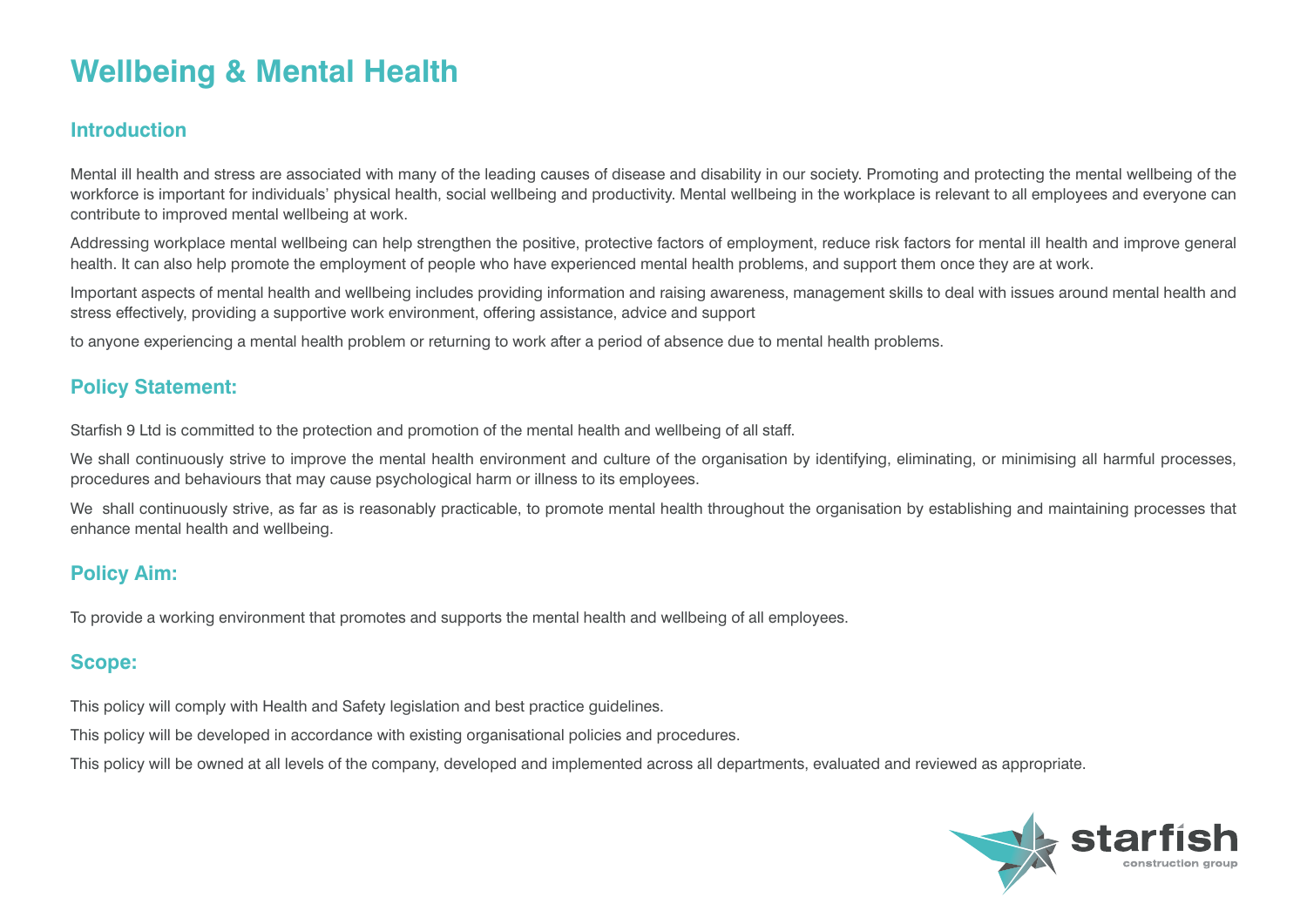# Wellbeing & Mental Health

## Introduction

Mental ill health and stress are associated with many of the leading causes of disease and disability in our society. Promoting and protecting the mental wellbeing of the workforce is important for individuals' physical health, social wellbeing and productivity. Mental wellbeing in the workplace is relevant to all employees and everyone can contribute to improved mental wellbeing at work.

Addressing workplace mental wellbeing can help strengthen the positive, protective factors of employment, reduce risk factors for mental ill health and improve general health. It can also help promote the employment of people who have experienced mental health problems, and support them once they are at work.

Important aspects of mental health and wellbeing includes providing information and raising awareness, management skills to deal with issues around mental health and stress effectively, providing a supportive work environment, offering assistance, advice and support

to anyone experiencing a mental health problem or returning to work after a period of absence due to mental health problems.

## Policy Statement:

Starfish 9 Ltd is committed to the protection and promotion of the mental health and wellbeing of all staff.

We shall continuously strive to improve the mental health environment and culture of the organisation by identifying, eliminating, or minimising all harmful processes, procedures and behaviours that may cause psychological harm or illness to its employees.

We shall continuously strive, as far as is reasonably practicable, to promote mental health throughout the organisation by establishing and maintaining processes that enhance mental health and wellbeing.

## Policy Aim:

To provide a working environment that promotes and supports the mental health and wellbeing of all employees.

## Scope:

This policy will comply with Health and Safety legislation and best practice guidelines.

This policy will be developed in accordance with existing organisational policies and procedures.

This policy will be owned at all levels of the company, developed and implemented across all departments, evaluated and reviewed as appropriate.

starfish
construction group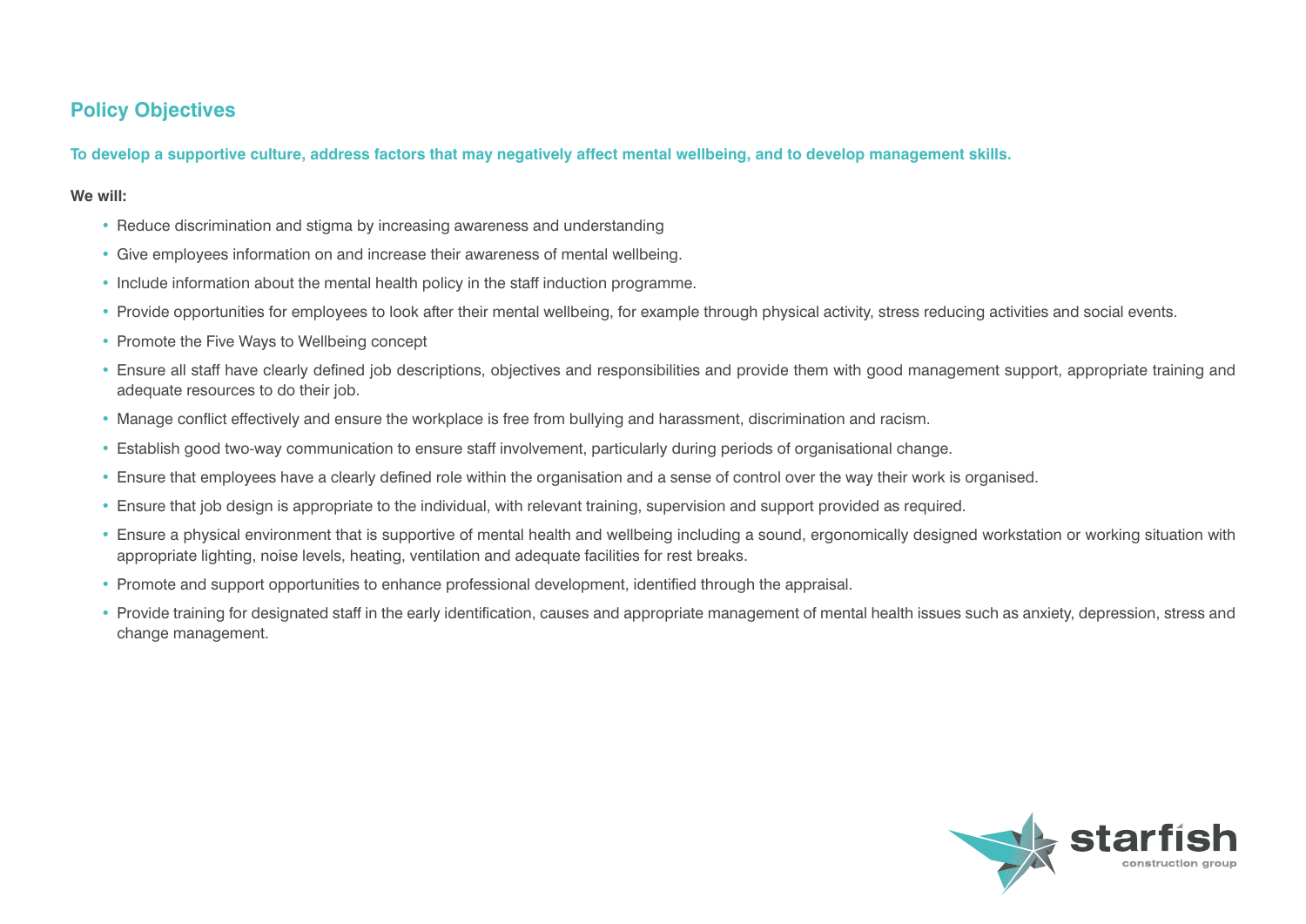## Policy Objectives

**To develop a supportive culture, address factors that may negatively affect mental wellbeing, and to develop management skills.**

**We will:**

- Reduce discrimination and stigma by increasing awareness and understanding
- Give employees information on and increase their awareness of mental wellbeing.
- Include information about the mental health policy in the staff induction programme.
- Provide opportunities for employees to look after their mental wellbeing, for example through physical activity, stress reducing activities and social events.
- Promote the Five Ways to Wellbeing concept
- Ensure all staff have clearly defined job descriptions, objectives and responsibilities and provide them with good management support, appropriate training and adequate resources to do their job.
- Manage conflict effectively and ensure the workplace is free from bullying and harassment, discrimination and racism.
- Establish good two-way communication to ensure staff involvement, particularly during periods of organisational change.
- Ensure that employees have a clearly defined role within the organisation and a sense of control over the way their work is organised.
- Ensure that job design is appropriate to the individual, with relevant training, supervision and support provided as required.
- Ensure a physical environment that is supportive of mental health and wellbeing including a sound, ergonomically designed workstation or working situation with appropriate lighting, noise levels, heating, ventilation and adequate facilities for rest breaks.
- Promote and support opportunities to enhance professional development, identified through the appraisal.
- Provide training for designated staff in the early identification, causes and appropriate management of mental health issues such as anxiety, depression, stress and change management.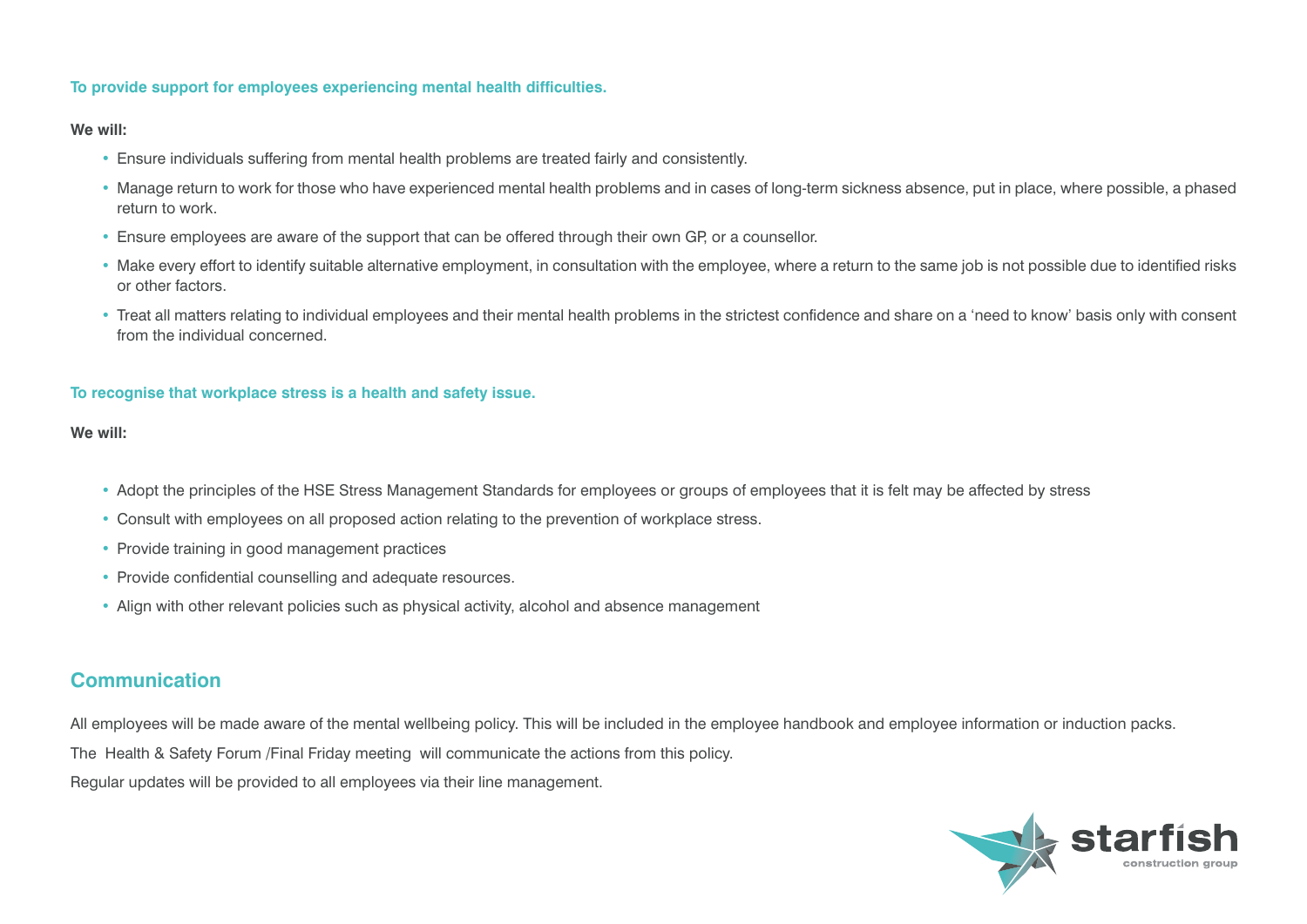**To provide support for employees experiencing mental health difficulties.**

**We will:**

- Ensure individuals suffering from mental health problems are treated fairly and consistently.
- Manage return to work for those who have experienced mental health problems and in cases of long-term sickness absence, put in place, where possible, a phased return to work.
- Ensure employees are aware of the support that can be offered through their own GP, or a counsellor.
- Make every effort to identify suitable alternative employment, in consultation with the employee, where a return to the same job is not possible due to identified risks or other factors.
- Treat all matters relating to individual employees and their mental health problems in the strictest confidence and share on a 'need to know' basis only with consent from the individual concerned.

**To recognise that workplace stress is a health and safety issue.**

**We will:**

- Adopt the principles of the HSE Stress Management Standards for employees or groups of employees that it is felt may be affected by stress
- Consult with employees on all proposed action relating to the prevention of workplace stress.
- Provide training in good management practices
- Provide confidential counselling and adequate resources.
- Align with other relevant policies such as physical activity, alcohol and absence management

## Communication

All employees will be made aware of the mental wellbeing policy. This will be included in the employee handbook and employee information or induction packs.

The Health & Safety Forum /Final Friday meeting will communicate the actions from this policy.

Regular updates will be provided to all employees via their line management.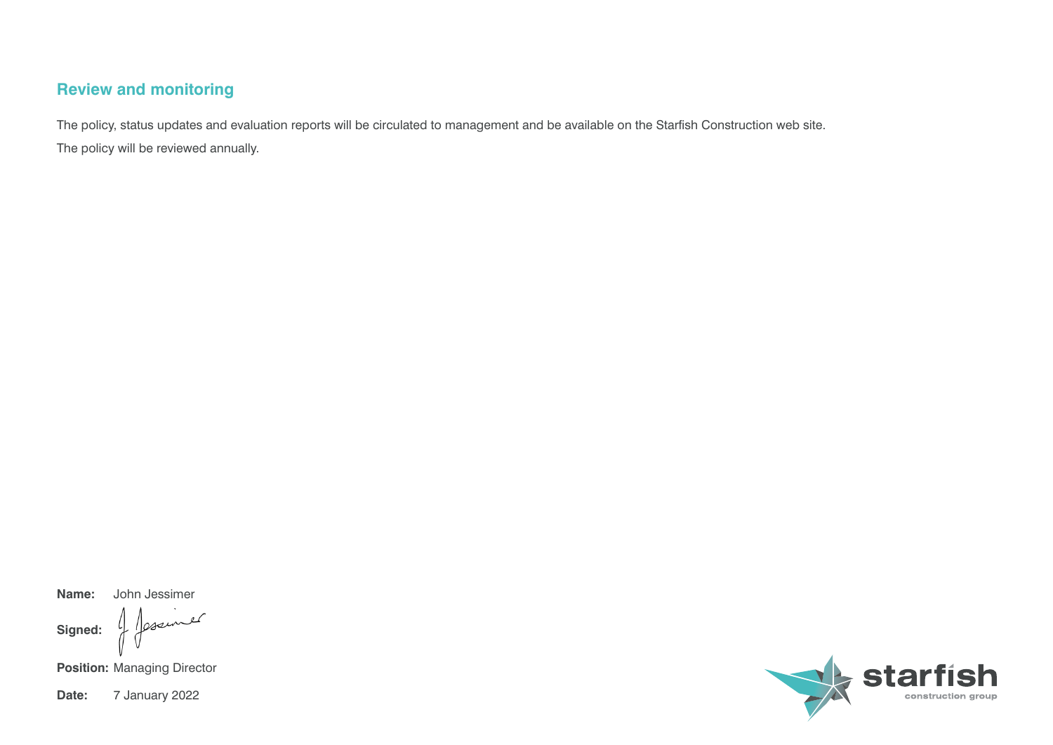## Review and monitoring

The policy, status updates and evaluation reports will be circulated to management and be available on the Starfish Construction web site.

The policy will be reviewed annually.

**Name:** John Jessimer

**Signed:**

**Position:** Managing Director

**Date:** 7 January 2022